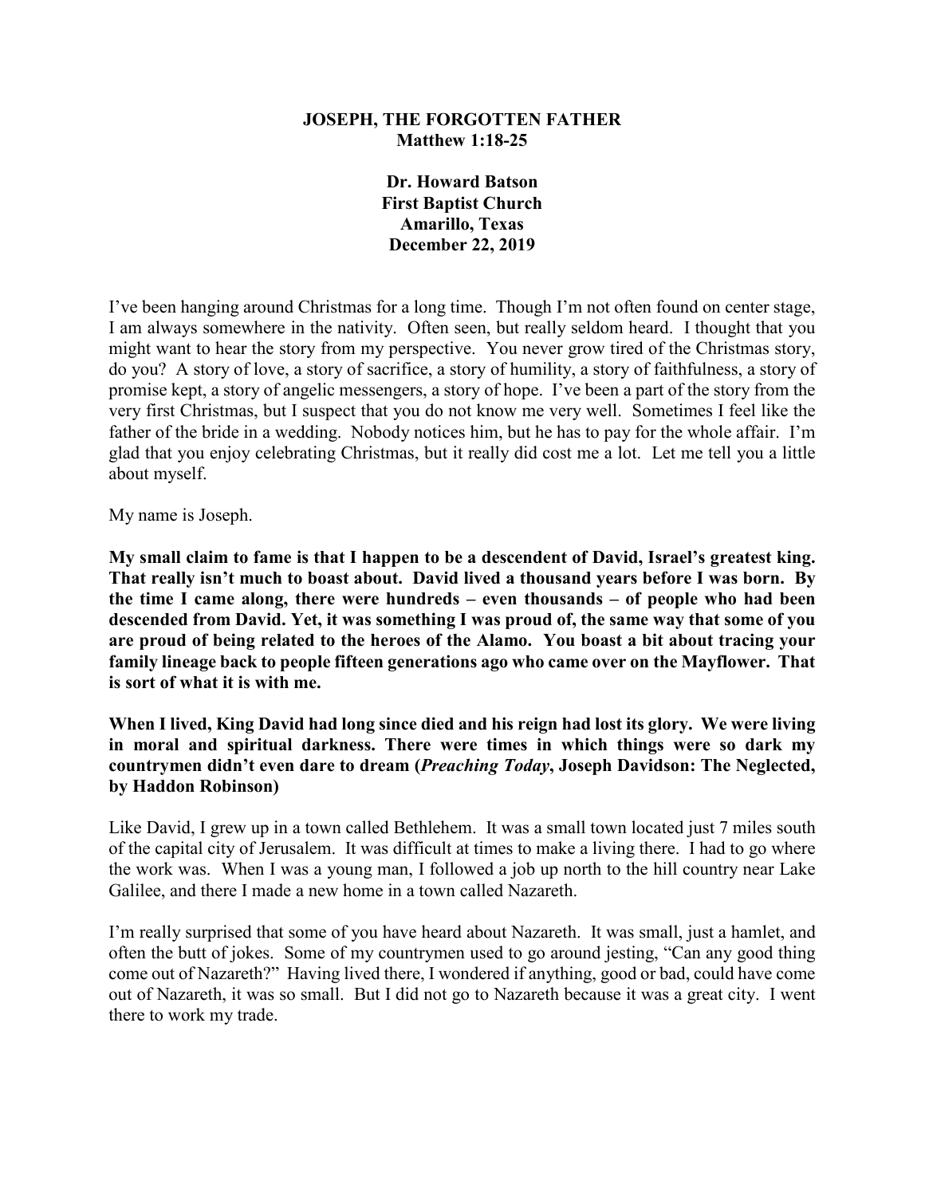# JOSEPH, THE FORGOTTEN FATHER

**Matthew 1:18-25**

**Dr. Howard Batson**
**First Baptist Church**
**Amarillo, Texas**
**December 22, 2019**

I've been hanging around Christmas for a long time. Though I'm not often found on center stage, I am always somewhere in the nativity. Often seen, but really seldom heard. I thought that you might want to hear the story from my perspective. You never grow tired of the Christmas story, do you? A story of love, a story of sacrifice, a story of humility, a story of faithfulness, a story of promise kept, a story of angelic messengers, a story of hope. I've been a part of the story from the very first Christmas, but I suspect that you do not know me very well. Sometimes I feel like the father of the bride in a wedding. Nobody notices him, but he has to pay for the whole affair. I'm glad that you enjoy celebrating Christmas, but it really did cost me a lot. Let me tell you a little about myself.

My name is Joseph.

**My small claim to fame is that I happen to be a descendent of David, Israel's greatest king. That really isn't much to boast about. David lived a thousand years before I was born. By the time I came along, there were hundreds – even thousands – of people who had been descended from David. Yet, it was something I was proud of, the same way that some of you are proud of being related to the heroes of the Alamo. You boast a bit about tracing your family lineage back to people fifteen generations ago who came over on the Mayflower. That is sort of what it is with me.**

**When I lived, King David had long since died and his reign had lost its glory. We were living in moral and spiritual darkness. There were times in which things were so dark my countrymen didn't even dare to dream (*Preaching Today*, Joseph Davidson: The Neglected, by Haddon Robinson)**

Like David, I grew up in a town called Bethlehem. It was a small town located just 7 miles south of the capital city of Jerusalem. It was difficult at times to make a living there. I had to go where the work was. When I was a young man, I followed a job up north to the hill country near Lake Galilee, and there I made a new home in a town called Nazareth.

I'm really surprised that some of you have heard about Nazareth. It was small, just a hamlet, and often the butt of jokes. Some of my countrymen used to go around jesting, "Can any good thing come out of Nazareth?" Having lived there, I wondered if anything, good or bad, could have come out of Nazareth, it was so small. But I did not go to Nazareth because it was a great city. I went there to work my trade.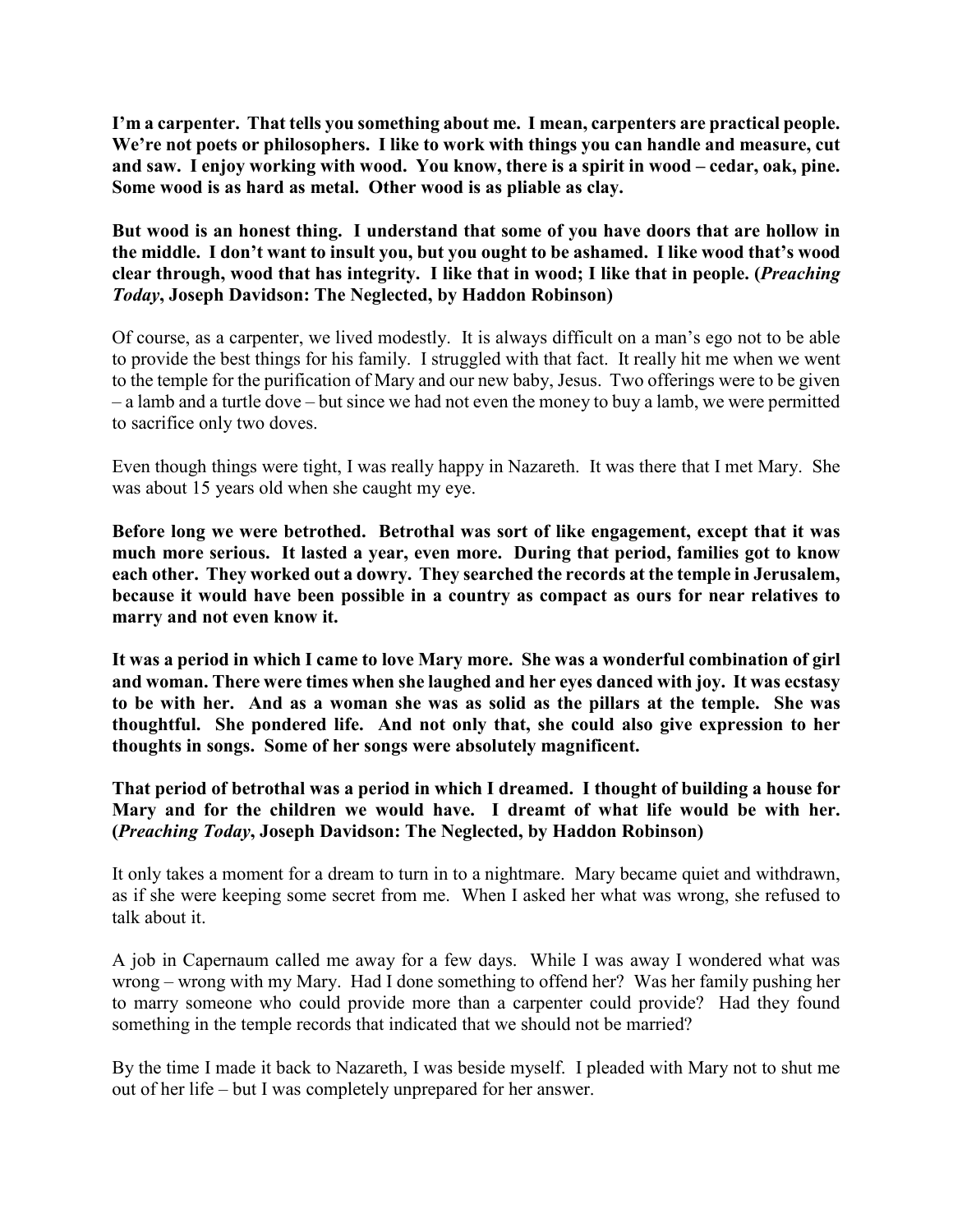**I'm a carpenter. That tells you something about me. I mean, carpenters are practical people. We're not poets or philosophers. I like to work with things you can handle and measure, cut and saw. I enjoy working with wood. You know, there is a spirit in wood – cedar, oak, pine. Some wood is as hard as metal. Other wood is as pliable as clay.**

**But wood is an honest thing. I understand that some of you have doors that are hollow in the middle. I don't want to insult you, but you ought to be ashamed. I like wood that's wood clear through, wood that has integrity. I like that in wood; I like that in people. (*Preaching Today*, Joseph Davidson: The Neglected, by Haddon Robinson)**

Of course, as a carpenter, we lived modestly. It is always difficult on a man's ego not to be able to provide the best things for his family. I struggled with that fact. It really hit me when we went to the temple for the purification of Mary and our new baby, Jesus. Two offerings were to be given – a lamb and a turtle dove – but since we had not even the money to buy a lamb, we were permitted to sacrifice only two doves.

Even though things were tight, I was really happy in Nazareth. It was there that I met Mary. She was about 15 years old when she caught my eye.

**Before long we were betrothed. Betrothal was sort of like engagement, except that it was much more serious. It lasted a year, even more. During that period, families got to know each other. They worked out a dowry. They searched the records at the temple in Jerusalem, because it would have been possible in a country as compact as ours for near relatives to marry and not even know it.**

**It was a period in which I came to love Mary more. She was a wonderful combination of girl and woman. There were times when she laughed and her eyes danced with joy. It was ecstasy to be with her. And as a woman she was as solid as the pillars at the temple. She was thoughtful. She pondered life. And not only that, she could also give expression to her thoughts in songs. Some of her songs were absolutely magnificent.**

**That period of betrothal was a period in which I dreamed. I thought of building a house for Mary and for the children we would have. I dreamt of what life would be with her. (*Preaching Today*, Joseph Davidson: The Neglected, by Haddon Robinson)**

It only takes a moment for a dream to turn in to a nightmare. Mary became quiet and withdrawn, as if she were keeping some secret from me. When I asked her what was wrong, she refused to talk about it.

A job in Capernaum called me away for a few days. While I was away I wondered what was wrong – wrong with my Mary. Had I done something to offend her? Was her family pushing her to marry someone who could provide more than a carpenter could provide? Had they found something in the temple records that indicated that we should not be married?

By the time I made it back to Nazareth, I was beside myself. I pleaded with Mary not to shut me out of her life – but I was completely unprepared for her answer.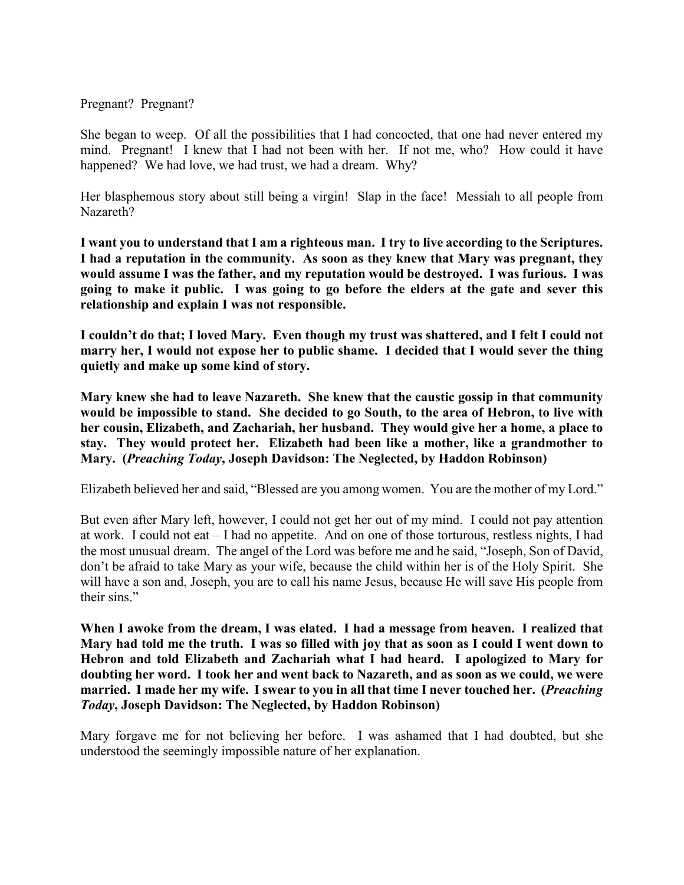Pregnant? Pregnant?

She began to weep. Of all the possibilities that I had concocted, that one had never entered my mind. Pregnant! I knew that I had not been with her. If not me, who? How could it have happened? We had love, we had trust, we had a dream. Why?

Her blasphemous story about still being a virgin! Slap in the face! Messiah to all people from Nazareth?

**I want you to understand that I am a righteous man. I try to live according to the Scriptures. I had a reputation in the community. As soon as they knew that Mary was pregnant, they would assume I was the father, and my reputation would be destroyed. I was furious. I was going to make it public. I was going to go before the elders at the gate and sever this relationship and explain I was not responsible.**

**I couldn't do that; I loved Mary. Even though my trust was shattered, and I felt I could not marry her, I would not expose her to public shame. I decided that I would sever the thing quietly and make up some kind of story.**

**Mary knew she had to leave Nazareth. She knew that the caustic gossip in that community would be impossible to stand. She decided to go South, to the area of Hebron, to live with her cousin, Elizabeth, and Zachariah, her husband. They would give her a home, a place to stay. They would protect her. Elizabeth had been like a mother, like a grandmother to Mary. (*Preaching Today*, Joseph Davidson: The Neglected, by Haddon Robinson)**

Elizabeth believed her and said, "Blessed are you among women. You are the mother of my Lord."

But even after Mary left, however, I could not get her out of my mind. I could not pay attention at work. I could not eat – I had no appetite. And on one of those torturous, restless nights, I had the most unusual dream. The angel of the Lord was before me and he said, "Joseph, Son of David, don't be afraid to take Mary as your wife, because the child within her is of the Holy Spirit. She will have a son and, Joseph, you are to call his name Jesus, because He will save His people from their sins."

**When I awoke from the dream, I was elated. I had a message from heaven. I realized that Mary had told me the truth. I was so filled with joy that as soon as I could I went down to Hebron and told Elizabeth and Zachariah what I had heard. I apologized to Mary for doubting her word. I took her and went back to Nazareth, and as soon as we could, we were married. I made her my wife. I swear to you in all that time I never touched her. (*Preaching Today*, Joseph Davidson: The Neglected, by Haddon Robinson)**

Mary forgave me for not believing her before. I was ashamed that I had doubted, but she understood the seemingly impossible nature of her explanation.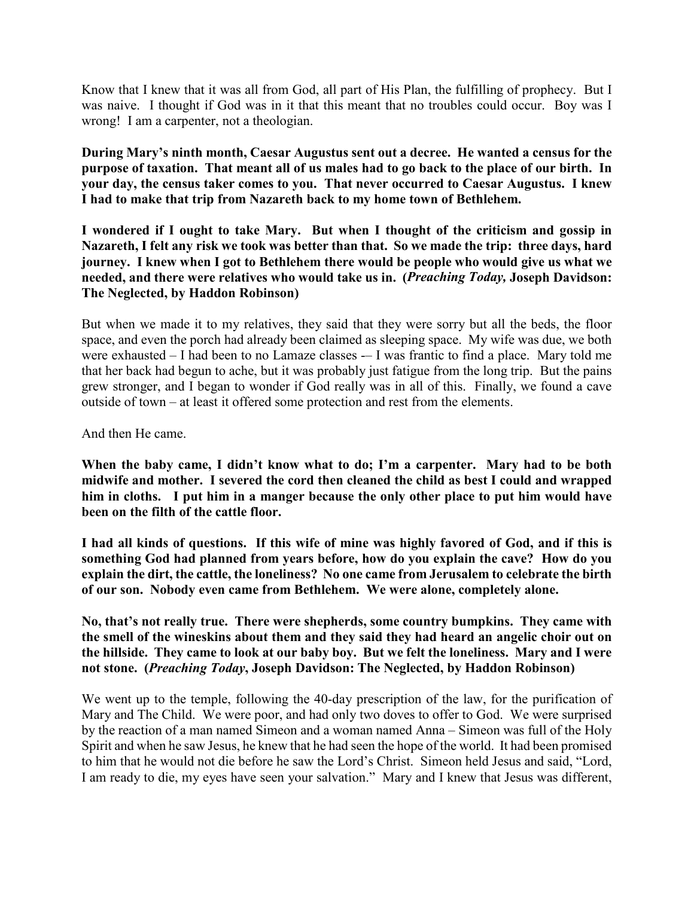Know that I knew that it was all from God, all part of His Plan, the fulfilling of prophecy. But I was naive. I thought if God was in it that this meant that no troubles could occur. Boy was I wrong! I am a carpenter, not a theologian.

**During Mary's ninth month, Caesar Augustus sent out a decree. He wanted a census for the purpose of taxation. That meant all of us males had to go back to the place of our birth. In your day, the census taker comes to you. That never occurred to Caesar Augustus. I knew I had to make that trip from Nazareth back to my home town of Bethlehem.**

**I wondered if I ought to take Mary. But when I thought of the criticism and gossip in Nazareth, I felt any risk we took was better than that. So we made the trip: three days, hard journey. I knew when I got to Bethlehem there would be people who would give us what we needed, and there were relatives who would take us in. (*Preaching Today,* Joseph Davidson: The Neglected, by Haddon Robinson)**

But when we made it to my relatives, they said that they were sorry but all the beds, the floor space, and even the porch had already been claimed as sleeping space. My wife was due, we both were exhausted – I had been to no Lamaze classes -– I was frantic to find a place. Mary told me that her back had begun to ache, but it was probably just fatigue from the long trip. But the pains grew stronger, and I began to wonder if God really was in all of this. Finally, we found a cave outside of town – at least it offered some protection and rest from the elements.

And then He came.

**When the baby came, I didn't know what to do; I'm a carpenter. Mary had to be both midwife and mother. I severed the cord then cleaned the child as best I could and wrapped him in cloths. I put him in a manger because the only other place to put him would have been on the filth of the cattle floor.**

**I had all kinds of questions. If this wife of mine was highly favored of God, and if this is something God had planned from years before, how do you explain the cave? How do you explain the dirt, the cattle, the loneliness? No one came from Jerusalem to celebrate the birth of our son. Nobody even came from Bethlehem. We were alone, completely alone.**

**No, that's not really true. There were shepherds, some country bumpkins. They came with the smell of the wineskins about them and they said they had heard an angelic choir out on the hillside. They came to look at our baby boy. But we felt the loneliness. Mary and I were not stone. (*Preaching Today*, Joseph Davidson: The Neglected, by Haddon Robinson)**

We went up to the temple, following the 40-day prescription of the law, for the purification of Mary and The Child. We were poor, and had only two doves to offer to God. We were surprised by the reaction of a man named Simeon and a woman named Anna – Simeon was full of the Holy Spirit and when he saw Jesus, he knew that he had seen the hope of the world. It had been promised to him that he would not die before he saw the Lord's Christ. Simeon held Jesus and said, "Lord, I am ready to die, my eyes have seen your salvation." Mary and I knew that Jesus was different,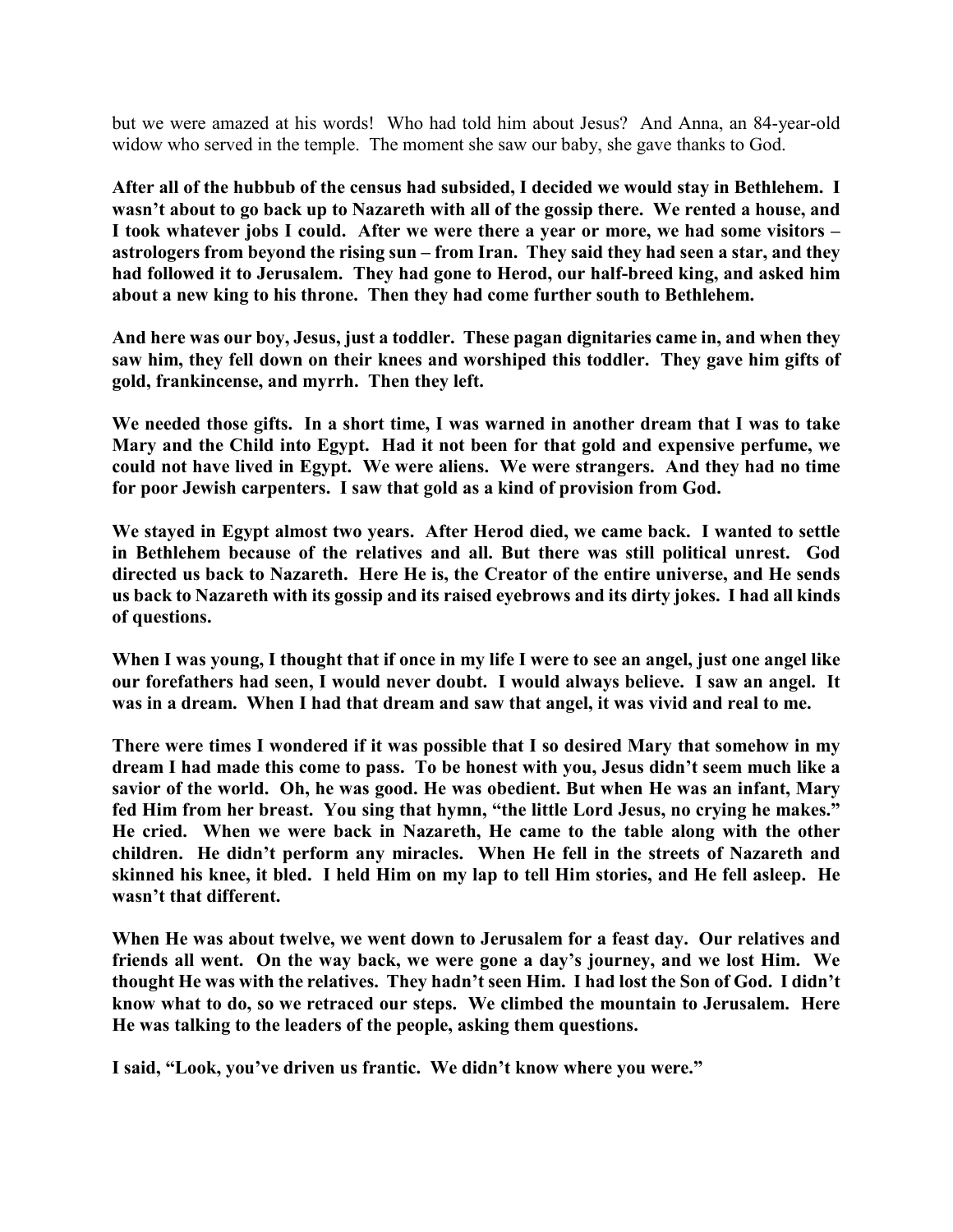but we were amazed at his words! Who had told him about Jesus? And Anna, an 84-year-old widow who served in the temple. The moment she saw our baby, she gave thanks to God.

**After all of the hubbub of the census had subsided, I decided we would stay in Bethlehem. I wasn't about to go back up to Nazareth with all of the gossip there. We rented a house, and I took whatever jobs I could. After we were there a year or more, we had some visitors – astrologers from beyond the rising sun – from Iran. They said they had seen a star, and they had followed it to Jerusalem. They had gone to Herod, our half-breed king, and asked him about a new king to his throne. Then they had come further south to Bethlehem.**

**And here was our boy, Jesus, just a toddler. These pagan dignitaries came in, and when they saw him, they fell down on their knees and worshiped this toddler. They gave him gifts of gold, frankincense, and myrrh. Then they left.**

**We needed those gifts. In a short time, I was warned in another dream that I was to take Mary and the Child into Egypt. Had it not been for that gold and expensive perfume, we could not have lived in Egypt. We were aliens. We were strangers. And they had no time for poor Jewish carpenters. I saw that gold as a kind of provision from God.**

**We stayed in Egypt almost two years. After Herod died, we came back. I wanted to settle in Bethlehem because of the relatives and all. But there was still political unrest. God directed us back to Nazareth. Here He is, the Creator of the entire universe, and He sends us back to Nazareth with its gossip and its raised eyebrows and its dirty jokes. I had all kinds of questions.**

**When I was young, I thought that if once in my life I were to see an angel, just one angel like our forefathers had seen, I would never doubt. I would always believe. I saw an angel. It was in a dream. When I had that dream and saw that angel, it was vivid and real to me.**

**There were times I wondered if it was possible that I so desired Mary that somehow in my dream I had made this come to pass. To be honest with you, Jesus didn't seem much like a savior of the world. Oh, he was good. He was obedient. But when He was an infant, Mary fed Him from her breast. You sing that hymn, "the little Lord Jesus, no crying he makes." He cried. When we were back in Nazareth, He came to the table along with the other children. He didn't perform any miracles. When He fell in the streets of Nazareth and skinned his knee, it bled. I held Him on my lap to tell Him stories, and He fell asleep. He wasn't that different.**

**When He was about twelve, we went down to Jerusalem for a feast day. Our relatives and friends all went. On the way back, we were gone a day's journey, and we lost Him. We thought He was with the relatives. They hadn't seen Him. I had lost the Son of God. I didn't know what to do, so we retraced our steps. We climbed the mountain to Jerusalem. Here He was talking to the leaders of the people, asking them questions.**

**I said, "Look, you've driven us frantic. We didn't know where you were."**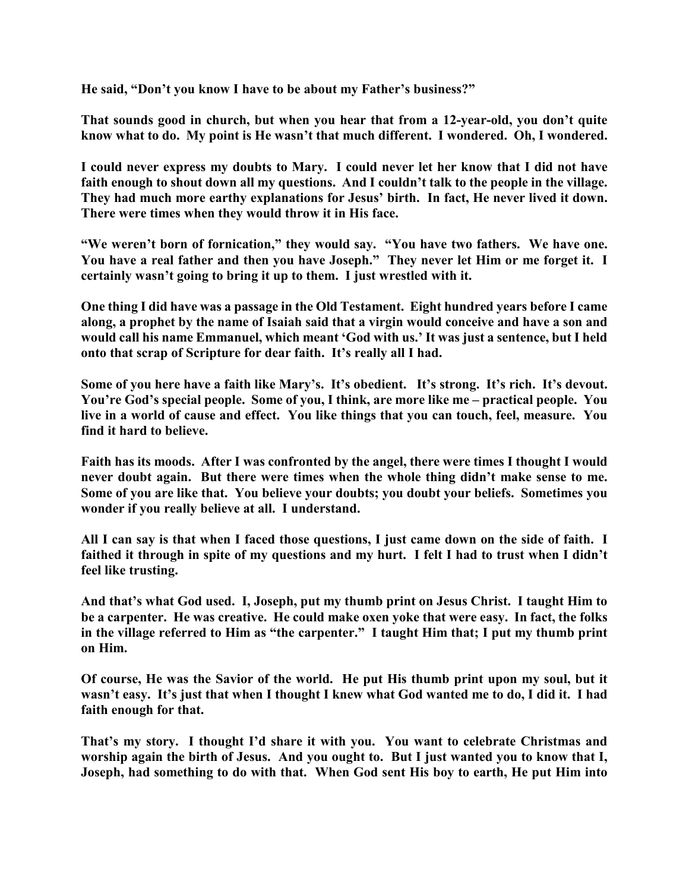**He said, "Don't you know I have to be about my Father's business?"**

**That sounds good in church, but when you hear that from a 12-year-old, you don't quite know what to do. My point is He wasn't that much different. I wondered. Oh, I wondered.**

**I could never express my doubts to Mary. I could never let her know that I did not have faith enough to shout down all my questions. And I couldn't talk to the people in the village. They had much more earthy explanations for Jesus' birth. In fact, He never lived it down. There were times when they would throw it in His face.**

**"We weren't born of fornication," they would say. "You have two fathers. We have one. You have a real father and then you have Joseph." They never let Him or me forget it. I certainly wasn't going to bring it up to them. I just wrestled with it.**

**One thing I did have was a passage in the Old Testament. Eight hundred years before I came along, a prophet by the name of Isaiah said that a virgin would conceive and have a son and would call his name Emmanuel, which meant 'God with us.' It was just a sentence, but I held onto that scrap of Scripture for dear faith. It's really all I had.**

**Some of you here have a faith like Mary's. It's obedient. It's strong. It's rich. It's devout. You're God's special people. Some of you, I think, are more like me – practical people. You live in a world of cause and effect. You like things that you can touch, feel, measure. You find it hard to believe.**

**Faith has its moods. After I was confronted by the angel, there were times I thought I would never doubt again. But there were times when the whole thing didn't make sense to me. Some of you are like that. You believe your doubts; you doubt your beliefs. Sometimes you wonder if you really believe at all. I understand.**

**All I can say is that when I faced those questions, I just came down on the side of faith. I faithed it through in spite of my questions and my hurt. I felt I had to trust when I didn't feel like trusting.**

**And that's what God used. I, Joseph, put my thumb print on Jesus Christ. I taught Him to be a carpenter. He was creative. He could make oxen yoke that were easy. In fact, the folks in the village referred to Him as "the carpenter." I taught Him that; I put my thumb print on Him.**

**Of course, He was the Savior of the world. He put His thumb print upon my soul, but it wasn't easy. It's just that when I thought I knew what God wanted me to do, I did it. I had faith enough for that.**

**That's my story. I thought I'd share it with you. You want to celebrate Christmas and worship again the birth of Jesus. And you ought to. But I just wanted you to know that I, Joseph, had something to do with that. When God sent His boy to earth, He put Him into**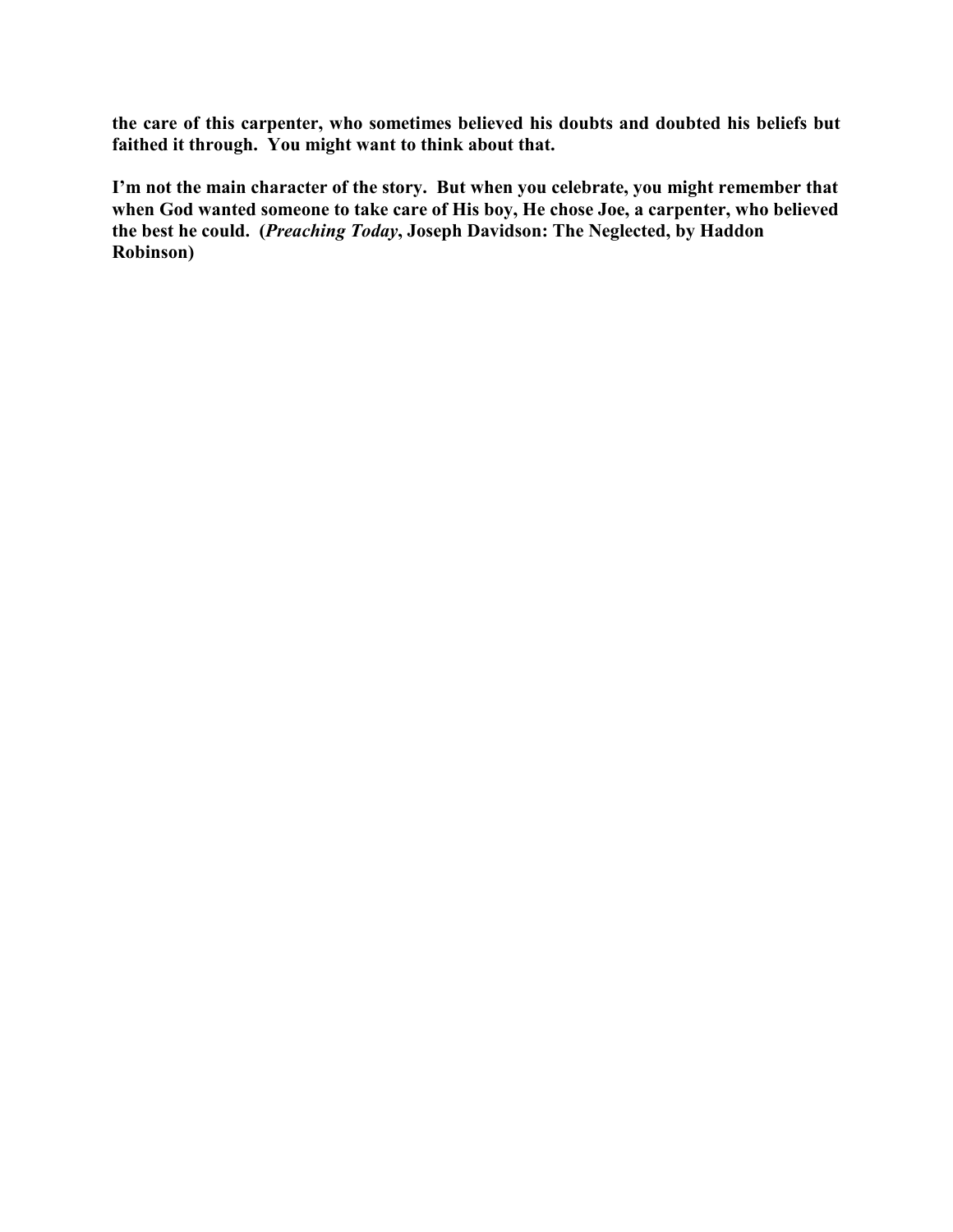**the care of this carpenter, who sometimes believed his doubts and doubted his beliefs but faithed it through. You might want to think about that.**

**I'm not the main character of the story. But when you celebrate, you might remember that when God wanted someone to take care of His boy, He chose Joe, a carpenter, who believed the best he could. (*Preaching Today*, Joseph Davidson: The Neglected, by Haddon Robinson)**